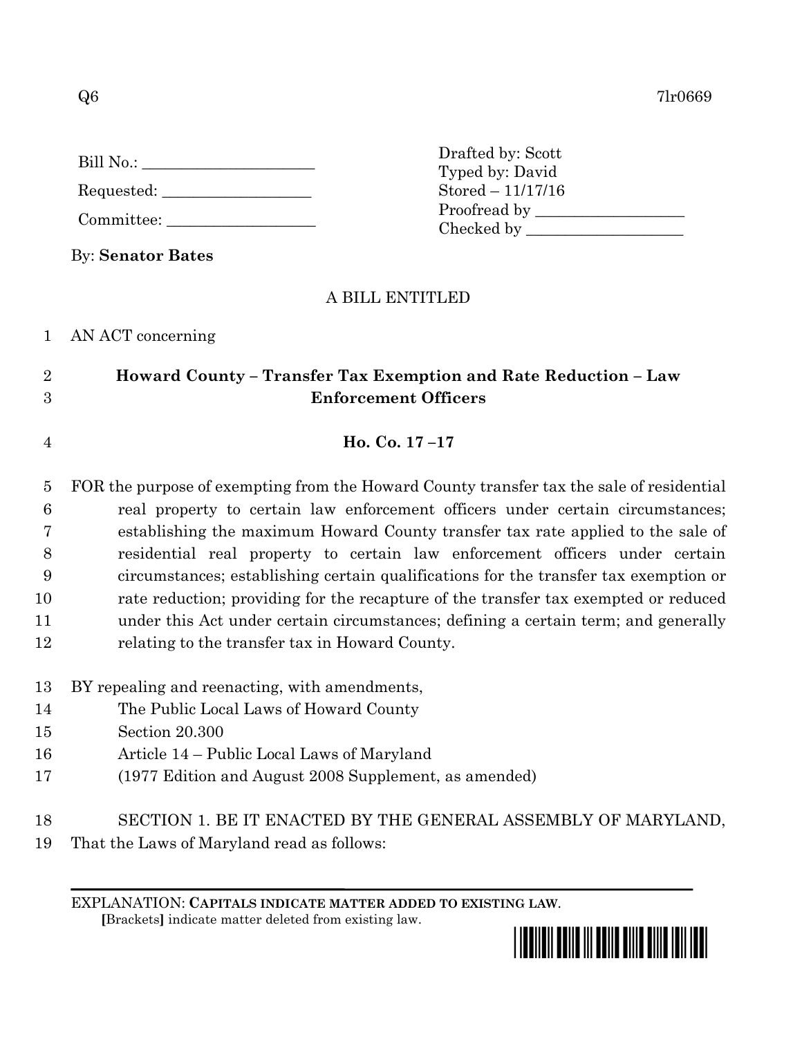Q6 7lr0669

Bill No.: ______________________

Requested: ___________________

Committee: ___________________

Drafted by: Scott
Typed by: David
Stored – 11/17/16
Proofread by ___________________
Checked by ____________________

By: **Senator Bates**

A BILL ENTITLED

1 AN ACT concerning

2 **Howard County – Transfer Tax Exemption and Rate Reduction – Law**
3 **Enforcement Officers**

4 **Ho. Co. 17 –17**

5 FOR the purpose of exempting from the Howard County transfer tax the sale of residential
6 real property to certain law enforcement officers under certain circumstances;
7 establishing the maximum Howard County transfer tax rate applied to the sale of
8 residential real property to certain law enforcement officers under certain
9 circumstances; establishing certain qualifications for the transfer tax exemption or
10 rate reduction; providing for the recapture of the transfer tax exempted or reduced
11 under this Act under certain circumstances; defining a certain term; and generally
12 relating to the transfer tax in Howard County.

13 BY repealing and reenacting, with amendments,
14 The Public Local Laws of Howard County
15 Section 20.300
16 Article 14 – Public Local Laws of Maryland
17 (1977 Edition and August 2008 Supplement, as amended)

18 SECTION 1. BE IT ENACTED BY THE GENERAL ASSEMBLY OF MARYLAND,
19 That the Laws of Maryland read as follows:

EXPLANATION: **CAPITALS INDICATE MATTER ADDED TO EXISTING LAW.**
**[**Brackets**]** indicate matter deleted from existing law.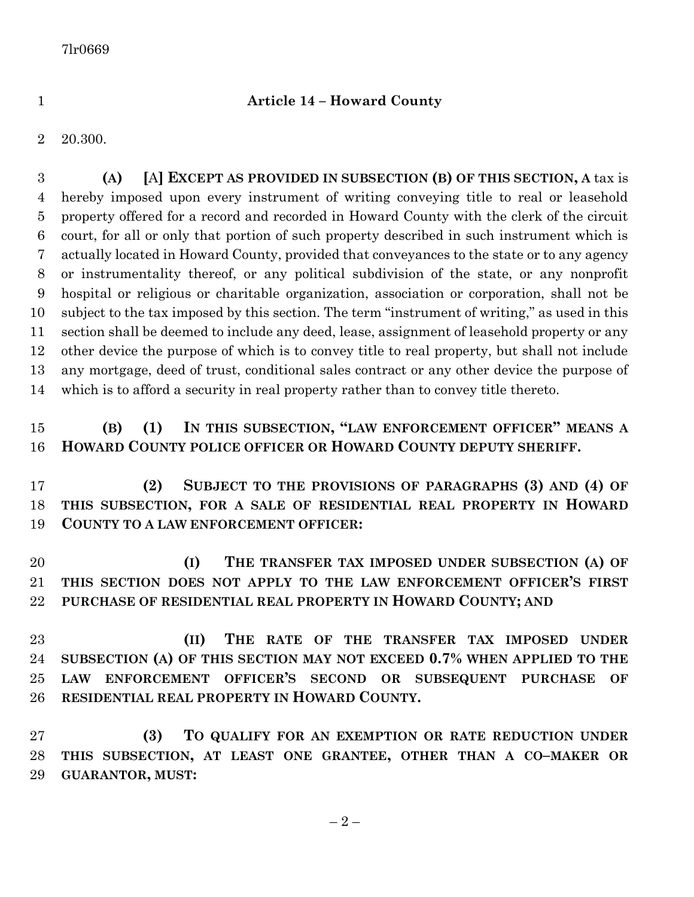7lr0669

**Article 14 – Howard County**

20.300.

**(A)** [A] **EXCEPT AS PROVIDED IN SUBSECTION (B) OF THIS SECTION, A** tax is hereby imposed upon every instrument of writing conveying title to real or leasehold property offered for a record and recorded in Howard County with the clerk of the circuit court, for all or only that portion of such property described in such instrument which is actually located in Howard County, provided that conveyances to the state or to any agency or instrumentality thereof, or any political subdivision of the state, or any nonprofit hospital or religious or charitable organization, association or corporation, shall not be subject to the tax imposed by this section. The term "instrument of writing," as used in this section shall be deemed to include any deed, lease, assignment of leasehold property or any other device the purpose of which is to convey title to real property, but shall not include any mortgage, deed of trust, conditional sales contract or any other device the purpose of which is to afford a security in real property rather than to convey title thereto.

**(B) (1) IN THIS SUBSECTION, "LAW ENFORCEMENT OFFICER" MEANS A HOWARD COUNTY POLICE OFFICER OR HOWARD COUNTY DEPUTY SHERIFF.**

**(2) SUBJECT TO THE PROVISIONS OF PARAGRAPHS (3) AND (4) OF THIS SUBSECTION, FOR A SALE OF RESIDENTIAL REAL PROPERTY IN HOWARD COUNTY TO A LAW ENFORCEMENT OFFICER:**

**(I) THE TRANSFER TAX IMPOSED UNDER SUBSECTION (A) OF THIS SECTION DOES NOT APPLY TO THE LAW ENFORCEMENT OFFICER'S FIRST PURCHASE OF RESIDENTIAL REAL PROPERTY IN HOWARD COUNTY; AND**

**(II) THE RATE OF THE TRANSFER TAX IMPOSED UNDER SUBSECTION (A) OF THIS SECTION MAY NOT EXCEED 0.7% WHEN APPLIED TO THE LAW ENFORCEMENT OFFICER'S SECOND OR SUBSEQUENT PURCHASE OF RESIDENTIAL REAL PROPERTY IN HOWARD COUNTY.**

**(3) TO QUALIFY FOR AN EXEMPTION OR RATE REDUCTION UNDER THIS SUBSECTION, AT LEAST ONE GRANTEE, OTHER THAN A CO–MAKER OR GUARANTOR, MUST:**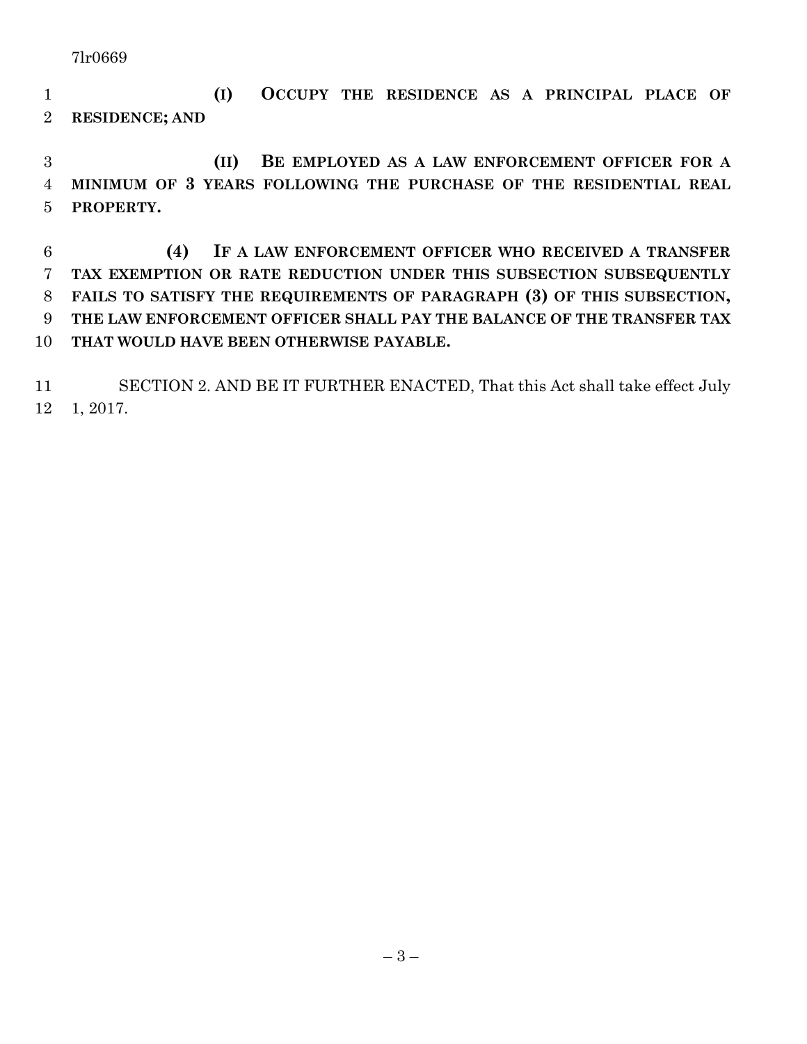**(I) OCCUPY THE RESIDENCE AS A PRINCIPAL PLACE OF RESIDENCE; AND**

**(II) BE EMPLOYED AS A LAW ENFORCEMENT OFFICER FOR A MINIMUM OF 3 YEARS FOLLOWING THE PURCHASE OF THE RESIDENTIAL REAL PROPERTY.**

**(4) IF A LAW ENFORCEMENT OFFICER WHO RECEIVED A TRANSFER TAX EXEMPTION OR RATE REDUCTION UNDER THIS SUBSECTION SUBSEQUENTLY FAILS TO SATISFY THE REQUIREMENTS OF PARAGRAPH (3) OF THIS SUBSECTION, THE LAW ENFORCEMENT OFFICER SHALL PAY THE BALANCE OF THE TRANSFER TAX THAT WOULD HAVE BEEN OTHERWISE PAYABLE.**

SECTION 2. AND BE IT FURTHER ENACTED, That this Act shall take effect July 1, 2017.